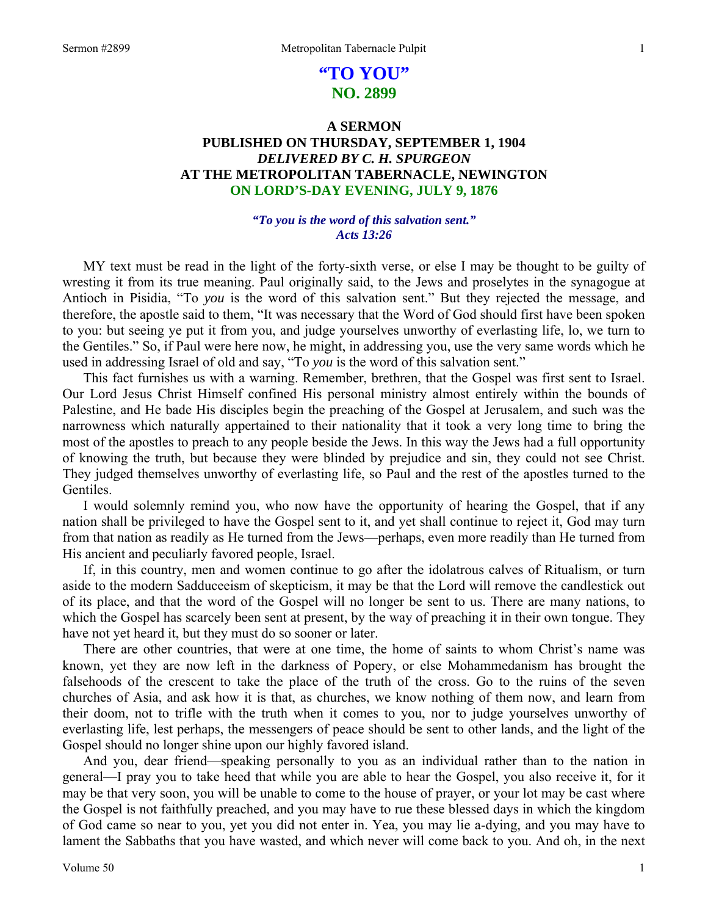# "TO YOU"
## NO. 2899

### A SERMON
### PUBLISHED ON THURSDAY, SEPTEMBER 1, 1904
### *DELIVERED BY C. H. SPURGEON*
### AT THE METROPOLITAN TABERNACLE, NEWINGTON
### ON LORD'S-DAY EVENING, JULY 9, 1876

***"To you is the word of this salvation sent." Acts 13:26***

MY text must be read in the light of the forty-sixth verse, or else I may be thought to be guilty of wresting it from its true meaning. Paul originally said, to the Jews and proselytes in the synagogue at Antioch in Pisidia, "To *you* is the word of this salvation sent." But they rejected the message, and therefore, the apostle said to them, "It was necessary that the Word of God should first have been spoken to you: but seeing ye put it from you, and judge yourselves unworthy of everlasting life, lo, we turn to the Gentiles." So, if Paul were here now, he might, in addressing you, use the very same words which he used in addressing Israel of old and say, "To *you* is the word of this salvation sent."

This fact furnishes us with a warning. Remember, brethren, that the Gospel was first sent to Israel. Our Lord Jesus Christ Himself confined His personal ministry almost entirely within the bounds of Palestine, and He bade His disciples begin the preaching of the Gospel at Jerusalem, and such was the narrowness which naturally appertained to their nationality that it took a very long time to bring the most of the apostles to preach to any people beside the Jews. In this way the Jews had a full opportunity of knowing the truth, but because they were blinded by prejudice and sin, they could not see Christ. They judged themselves unworthy of everlasting life, so Paul and the rest of the apostles turned to the Gentiles.

I would solemnly remind you, who now have the opportunity of hearing the Gospel, that if any nation shall be privileged to have the Gospel sent to it, and yet shall continue to reject it, God may turn from that nation as readily as He turned from the Jews—perhaps, even more readily than He turned from His ancient and peculiarly favored people, Israel.

If, in this country, men and women continue to go after the idolatrous calves of Ritualism, or turn aside to the modern Sadduceeism of skepticism, it may be that the Lord will remove the candlestick out of its place, and that the word of the Gospel will no longer be sent to us. There are many nations, to which the Gospel has scarcely been sent at present, by the way of preaching it in their own tongue. They have not yet heard it, but they must do so sooner or later.

There are other countries, that were at one time, the home of saints to whom Christ's name was known, yet they are now left in the darkness of Popery, or else Mohammedanism has brought the falsehoods of the crescent to take the place of the truth of the cross. Go to the ruins of the seven churches of Asia, and ask how it is that, as churches, we know nothing of them now, and learn from their doom, not to trifle with the truth when it comes to you, nor to judge yourselves unworthy of everlasting life, lest perhaps, the messengers of peace should be sent to other lands, and the light of the Gospel should no longer shine upon our highly favored island.

And you, dear friend—speaking personally to you as an individual rather than to the nation in general—I pray you to take heed that while you are able to hear the Gospel, you also receive it, for it may be that very soon, you will be unable to come to the house of prayer, or your lot may be cast where the Gospel is not faithfully preached, and you may have to rue these blessed days in which the kingdom of God came so near to you, yet you did not enter in. Yea, you may lie a-dying, and you may have to lament the Sabbaths that you have wasted, and which never will come back to you. And oh, in the next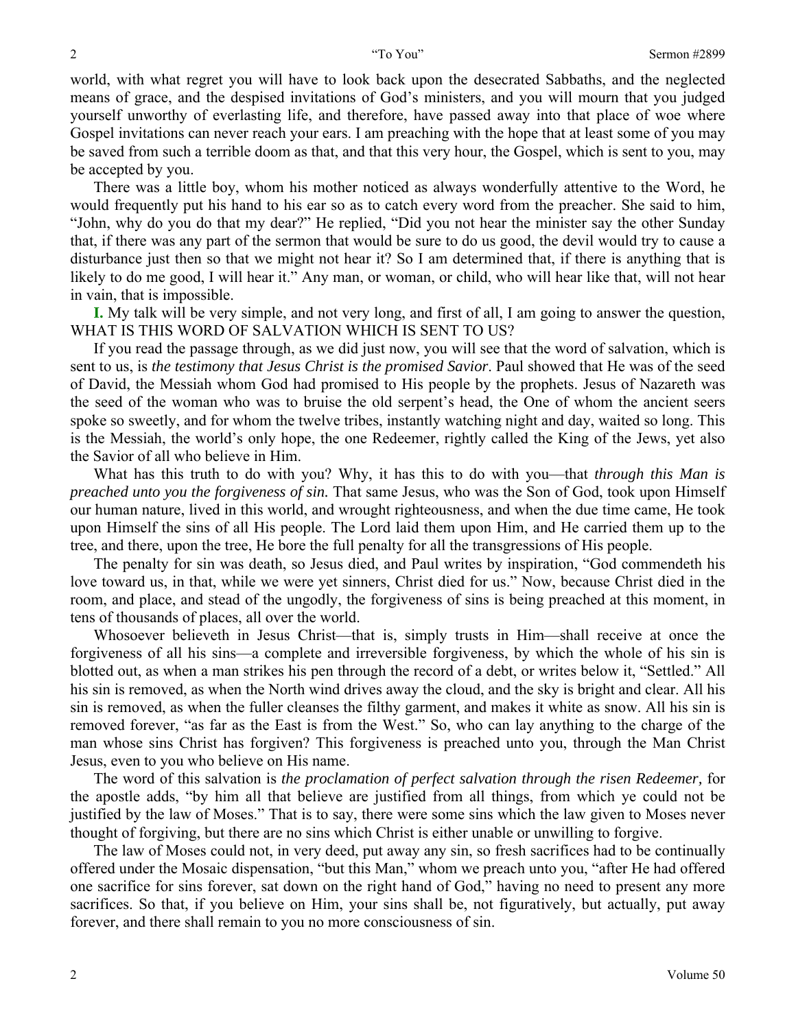world, with what regret you will have to look back upon the desecrated Sabbaths, and the neglected means of grace, and the despised invitations of God's ministers, and you will mourn that you judged yourself unworthy of everlasting life, and therefore, have passed away into that place of woe where Gospel invitations can never reach your ears. I am preaching with the hope that at least some of you may be saved from such a terrible doom as that, and that this very hour, the Gospel, which is sent to you, may be accepted by you.

There was a little boy, whom his mother noticed as always wonderfully attentive to the Word, he would frequently put his hand to his ear so as to catch every word from the preacher. She said to him, "John, why do you do that my dear?" He replied, "Did you not hear the minister say the other Sunday that, if there was any part of the sermon that would be sure to do us good, the devil would try to cause a disturbance just then so that we might not hear it? So I am determined that, if there is anything that is likely to do me good, I will hear it." Any man, or woman, or child, who will hear like that, will not hear in vain, that is impossible.

**I.** My talk will be very simple, and not very long, and first of all, I am going to answer the question, WHAT IS THIS WORD OF SALVATION WHICH IS SENT TO US?

If you read the passage through, as we did just now, you will see that the word of salvation, which is sent to us, is *the testimony that Jesus Christ is the promised Savior*. Paul showed that He was of the seed of David, the Messiah whom God had promised to His people by the prophets. Jesus of Nazareth was the seed of the woman who was to bruise the old serpent's head, the One of whom the ancient seers spoke so sweetly, and for whom the twelve tribes, instantly watching night and day, waited so long. This is the Messiah, the world's only hope, the one Redeemer, rightly called the King of the Jews, yet also the Savior of all who believe in Him.

What has this truth to do with you? Why, it has this to do with you—that *through this Man is preached unto you the forgiveness of sin.* That same Jesus, who was the Son of God, took upon Himself our human nature, lived in this world, and wrought righteousness, and when the due time came, He took upon Himself the sins of all His people. The Lord laid them upon Him, and He carried them up to the tree, and there, upon the tree, He bore the full penalty for all the transgressions of His people.

The penalty for sin was death, so Jesus died, and Paul writes by inspiration, "God commendeth his love toward us, in that, while we were yet sinners, Christ died for us." Now, because Christ died in the room, and place, and stead of the ungodly, the forgiveness of sins is being preached at this moment, in tens of thousands of places, all over the world.

Whosoever believeth in Jesus Christ—that is, simply trusts in Him—shall receive at once the forgiveness of all his sins—a complete and irreversible forgiveness, by which the whole of his sin is blotted out, as when a man strikes his pen through the record of a debt, or writes below it, "Settled." All his sin is removed, as when the North wind drives away the cloud, and the sky is bright and clear. All his sin is removed, as when the fuller cleanses the filthy garment, and makes it white as snow. All his sin is removed forever, "as far as the East is from the West." So, who can lay anything to the charge of the man whose sins Christ has forgiven? This forgiveness is preached unto you, through the Man Christ Jesus, even to you who believe on His name.

The word of this salvation is *the proclamation of perfect salvation through the risen Redeemer,* for the apostle adds, "by him all that believe are justified from all things, from which ye could not be justified by the law of Moses." That is to say, there were some sins which the law given to Moses never thought of forgiving, but there are no sins which Christ is either unable or unwilling to forgive.

The law of Moses could not, in very deed, put away any sin, so fresh sacrifices had to be continually offered under the Mosaic dispensation, "but this Man," whom we preach unto you, "after He had offered one sacrifice for sins forever, sat down on the right hand of God," having no need to present any more sacrifices. So that, if you believe on Him, your sins shall be, not figuratively, but actually, put away forever, and there shall remain to you no more consciousness of sin.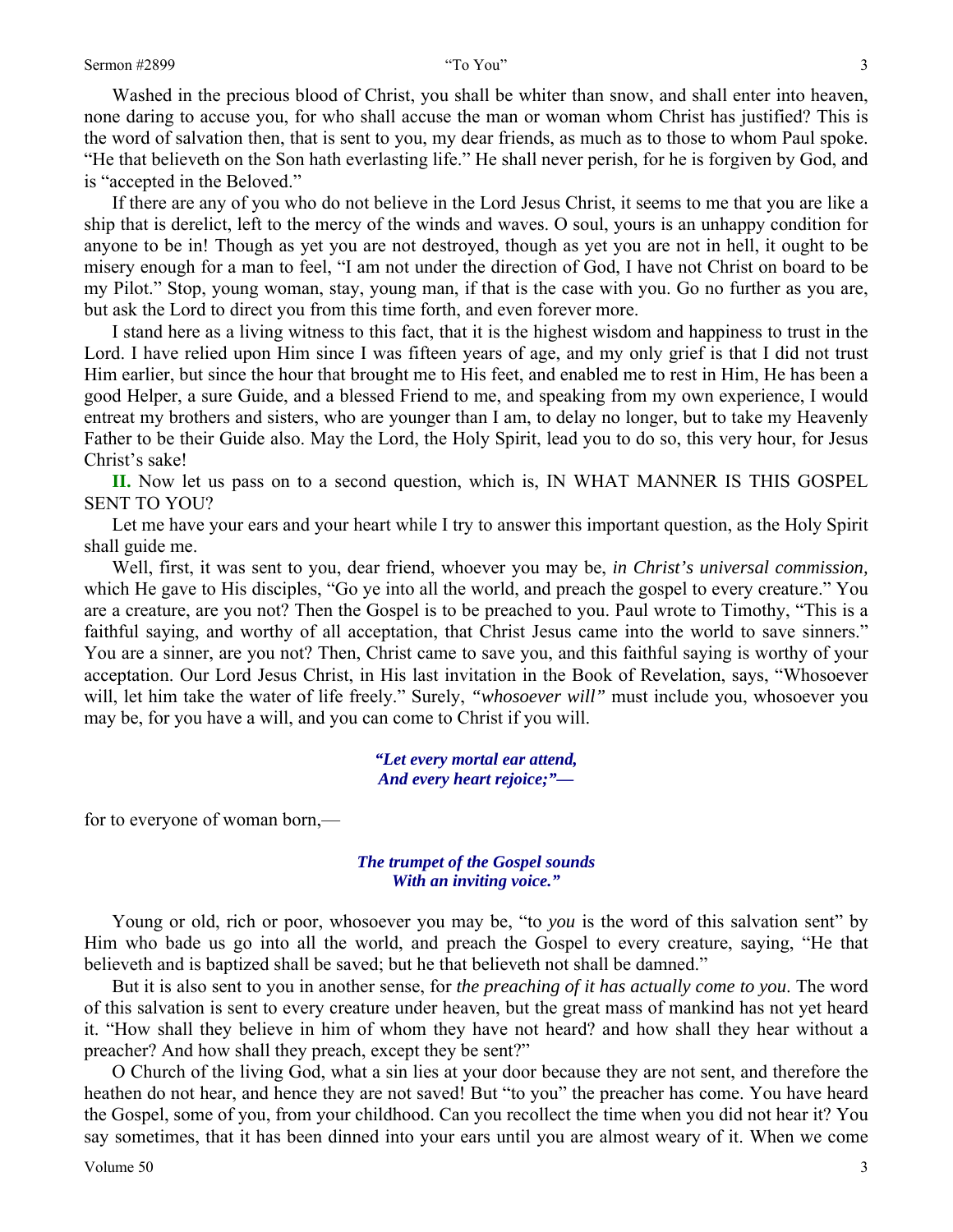Washed in the precious blood of Christ, you shall be whiter than snow, and shall enter into heaven, none daring to accuse you, for who shall accuse the man or woman whom Christ has justified? This is the word of salvation then, that is sent to you, my dear friends, as much as to those to whom Paul spoke. "He that believeth on the Son hath everlasting life." He shall never perish, for he is forgiven by God, and is "accepted in the Beloved."

If there are any of you who do not believe in the Lord Jesus Christ, it seems to me that you are like a ship that is derelict, left to the mercy of the winds and waves. O soul, yours is an unhappy condition for anyone to be in! Though as yet you are not destroyed, though as yet you are not in hell, it ought to be misery enough for a man to feel, "I am not under the direction of God, I have not Christ on board to be my Pilot." Stop, young woman, stay, young man, if that is the case with you. Go no further as you are, but ask the Lord to direct you from this time forth, and even forever more.

I stand here as a living witness to this fact, that it is the highest wisdom and happiness to trust in the Lord. I have relied upon Him since I was fifteen years of age, and my only grief is that I did not trust Him earlier, but since the hour that brought me to His feet, and enabled me to rest in Him, He has been a good Helper, a sure Guide, and a blessed Friend to me, and speaking from my own experience, I would entreat my brothers and sisters, who are younger than I am, to delay no longer, but to take my Heavenly Father to be their Guide also. May the Lord, the Holy Spirit, lead you to do so, this very hour, for Jesus Christ's sake!

**II.** Now let us pass on to a second question, which is, IN WHAT MANNER IS THIS GOSPEL SENT TO YOU?

Let me have your ears and your heart while I try to answer this important question, as the Holy Spirit shall guide me.

Well, first, it was sent to you, dear friend, whoever you may be, *in Christ's universal commission,* which He gave to His disciples, "Go ye into all the world, and preach the gospel to every creature." You are a creature, are you not? Then the Gospel is to be preached to you. Paul wrote to Timothy, "This is a faithful saying, and worthy of all acceptation, that Christ Jesus came into the world to save sinners." You are a sinner, are you not? Then, Christ came to save you, and this faithful saying is worthy of your acceptation. Our Lord Jesus Christ, in His last invitation in the Book of Revelation, says, "Whosoever will, let him take the water of life freely." Surely, *"whosoever will"* must include you, whosoever you may be, for you have a will, and you can come to Christ if you will.

*"Let every mortal ear attend,*
*And every heart rejoice;"—*

for to everyone of woman born,—

*The trumpet of the Gospel sounds*
*With an inviting voice."*

Young or old, rich or poor, whosoever you may be, "to *you* is the word of this salvation sent" by Him who bade us go into all the world, and preach the Gospel to every creature, saying, "He that believeth and is baptized shall be saved; but he that believeth not shall be damned."

But it is also sent to you in another sense, for *the preaching of it has actually come to you*. The word of this salvation is sent to every creature under heaven, but the great mass of mankind has not yet heard it. "How shall they believe in him of whom they have not heard? and how shall they hear without a preacher? And how shall they preach, except they be sent?"

O Church of the living God, what a sin lies at your door because they are not sent, and therefore the heathen do not hear, and hence they are not saved! But "to you" the preacher has come. You have heard the Gospel, some of you, from your childhood. Can you recollect the time when you did not hear it? You say sometimes, that it has been dinned into your ears until you are almost weary of it. When we come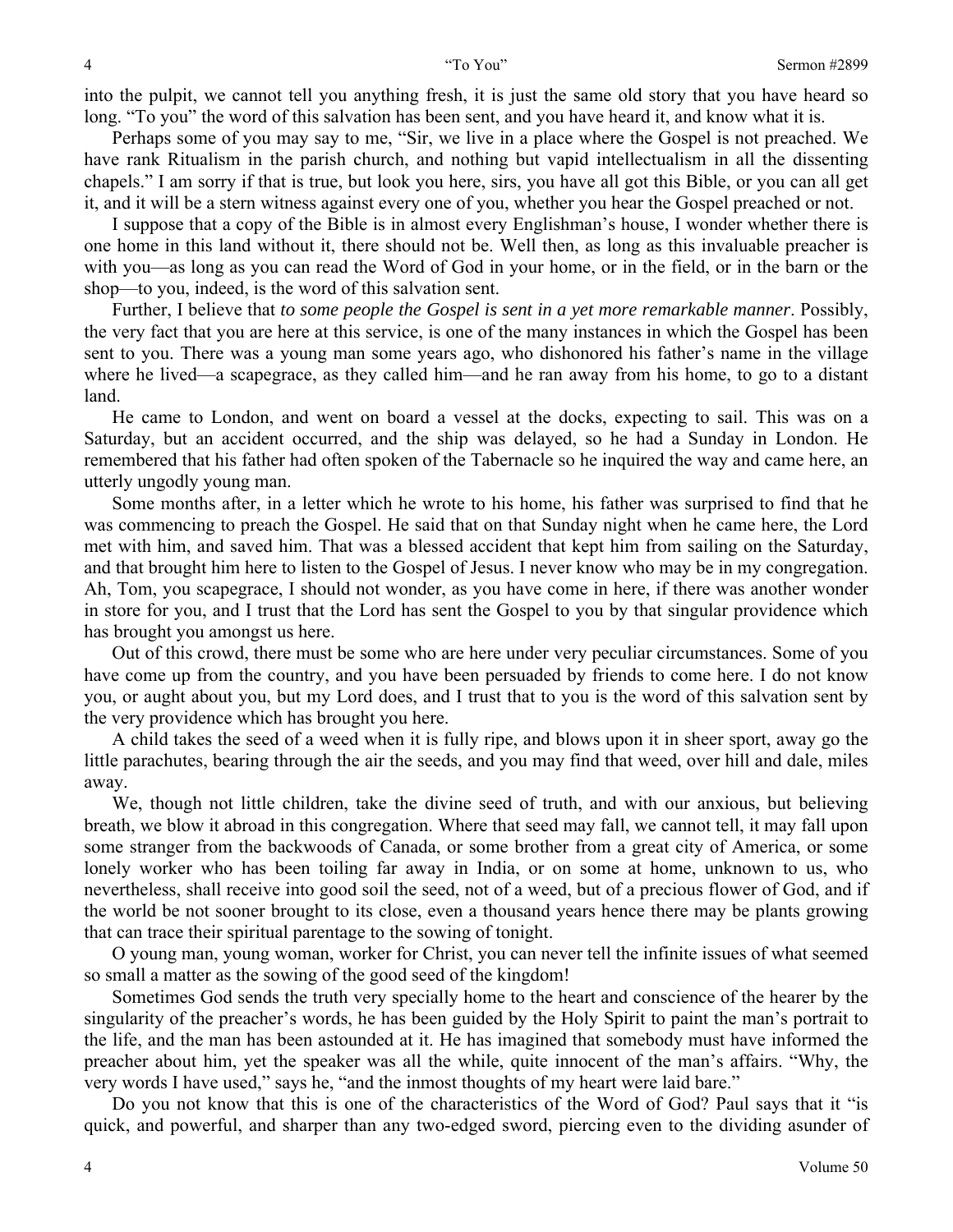into the pulpit, we cannot tell you anything fresh, it is just the same old story that you have heard so long. "To you" the word of this salvation has been sent, and you have heard it, and know what it is.

Perhaps some of you may say to me, "Sir, we live in a place where the Gospel is not preached. We have rank Ritualism in the parish church, and nothing but vapid intellectualism in all the dissenting chapels." I am sorry if that is true, but look you here, sirs, you have all got this Bible, or you can all get it, and it will be a stern witness against every one of you, whether you hear the Gospel preached or not.

I suppose that a copy of the Bible is in almost every Englishman's house, I wonder whether there is one home in this land without it, there should not be. Well then, as long as this invaluable preacher is with you—as long as you can read the Word of God in your home, or in the field, or in the barn or the shop—to you, indeed, is the word of this salvation sent.

Further, I believe that *to some people the Gospel is sent in a yet more remarkable manner*. Possibly, the very fact that you are here at this service, is one of the many instances in which the Gospel has been sent to you. There was a young man some years ago, who dishonored his father's name in the village where he lived—a scapegrace, as they called him—and he ran away from his home, to go to a distant land.

He came to London, and went on board a vessel at the docks, expecting to sail. This was on a Saturday, but an accident occurred, and the ship was delayed, so he had a Sunday in London. He remembered that his father had often spoken of the Tabernacle so he inquired the way and came here, an utterly ungodly young man.

Some months after, in a letter which he wrote to his home, his father was surprised to find that he was commencing to preach the Gospel. He said that on that Sunday night when he came here, the Lord met with him, and saved him. That was a blessed accident that kept him from sailing on the Saturday, and that brought him here to listen to the Gospel of Jesus. I never know who may be in my congregation. Ah, Tom, you scapegrace, I should not wonder, as you have come in here, if there was another wonder in store for you, and I trust that the Lord has sent the Gospel to you by that singular providence which has brought you amongst us here.

Out of this crowd, there must be some who are here under very peculiar circumstances. Some of you have come up from the country, and you have been persuaded by friends to come here. I do not know you, or aught about you, but my Lord does, and I trust that to you is the word of this salvation sent by the very providence which has brought you here.

A child takes the seed of a weed when it is fully ripe, and blows upon it in sheer sport, away go the little parachutes, bearing through the air the seeds, and you may find that weed, over hill and dale, miles away.

We, though not little children, take the divine seed of truth, and with our anxious, but believing breath, we blow it abroad in this congregation. Where that seed may fall, we cannot tell, it may fall upon some stranger from the backwoods of Canada, or some brother from a great city of America, or some lonely worker who has been toiling far away in India, or on some at home, unknown to us, who nevertheless, shall receive into good soil the seed, not of a weed, but of a precious flower of God, and if the world be not sooner brought to its close, even a thousand years hence there may be plants growing that can trace their spiritual parentage to the sowing of tonight.

O young man, young woman, worker for Christ, you can never tell the infinite issues of what seemed so small a matter as the sowing of the good seed of the kingdom!

Sometimes God sends the truth very specially home to the heart and conscience of the hearer by the singularity of the preacher's words, he has been guided by the Holy Spirit to paint the man's portrait to the life, and the man has been astounded at it. He has imagined that somebody must have informed the preacher about him, yet the speaker was all the while, quite innocent of the man's affairs. "Why, the very words I have used," says he, "and the inmost thoughts of my heart were laid bare."

Do you not know that this is one of the characteristics of the Word of God? Paul says that it "is quick, and powerful, and sharper than any two-edged sword, piercing even to the dividing asunder of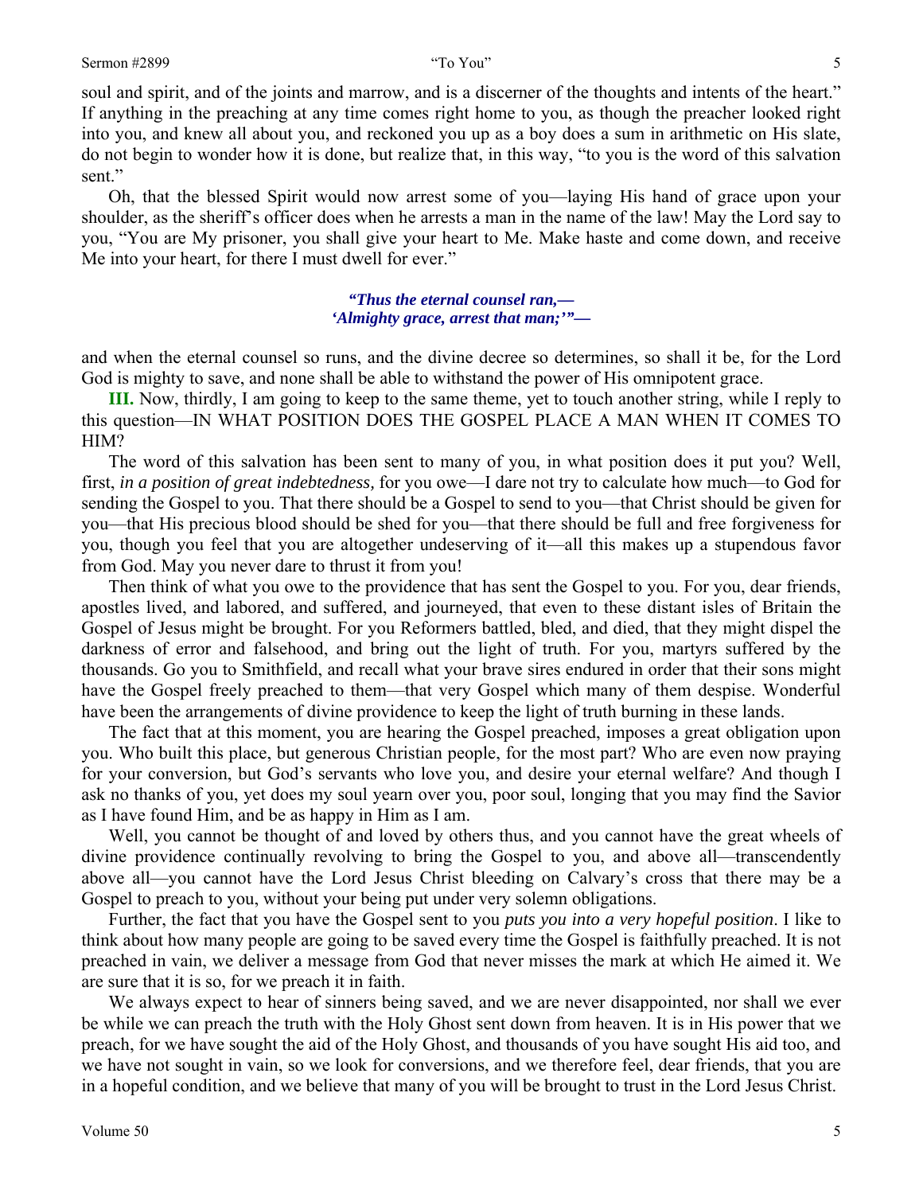soul and spirit, and of the joints and marrow, and is a discerner of the thoughts and intents of the heart." If anything in the preaching at any time comes right home to you, as though the preacher looked right into you, and knew all about you, and reckoned you up as a boy does a sum in arithmetic on His slate, do not begin to wonder how it is done, but realize that, in this way, "to you is the word of this salvation sent."

Oh, that the blessed Spirit would now arrest some of you—laying His hand of grace upon your shoulder, as the sheriff's officer does when he arrests a man in the name of the law! May the Lord say to you, "You are My prisoner, you shall give your heart to Me. Make haste and come down, and receive Me into your heart, for there I must dwell for ever."

> ***"Thus the eternal counsel ran,—***
> ***'Almighty grace, arrest that man;'"—***

and when the eternal counsel so runs, and the divine decree so determines, so shall it be, for the Lord God is mighty to save, and none shall be able to withstand the power of His omnipotent grace.

**III.** Now, thirdly, I am going to keep to the same theme, yet to touch another string, while I reply to this question—IN WHAT POSITION DOES THE GOSPEL PLACE A MAN WHEN IT COMES TO HIM?

The word of this salvation has been sent to many of you, in what position does it put you? Well, first, *in a position of great indebtedness,* for you owe—I dare not try to calculate how much—to God for sending the Gospel to you. That there should be a Gospel to send to you—that Christ should be given for you—that His precious blood should be shed for you—that there should be full and free forgiveness for you, though you feel that you are altogether undeserving of it—all this makes up a stupendous favor from God. May you never dare to thrust it from you!

Then think of what you owe to the providence that has sent the Gospel to you. For you, dear friends, apostles lived, and labored, and suffered, and journeyed, that even to these distant isles of Britain the Gospel of Jesus might be brought. For you Reformers battled, bled, and died, that they might dispel the darkness of error and falsehood, and bring out the light of truth. For you, martyrs suffered by the thousands. Go you to Smithfield, and recall what your brave sires endured in order that their sons might have the Gospel freely preached to them—that very Gospel which many of them despise. Wonderful have been the arrangements of divine providence to keep the light of truth burning in these lands.

The fact that at this moment, you are hearing the Gospel preached, imposes a great obligation upon you. Who built this place, but generous Christian people, for the most part? Who are even now praying for your conversion, but God's servants who love you, and desire your eternal welfare? And though I ask no thanks of you, yet does my soul yearn over you, poor soul, longing that you may find the Savior as I have found Him, and be as happy in Him as I am.

Well, you cannot be thought of and loved by others thus, and you cannot have the great wheels of divine providence continually revolving to bring the Gospel to you, and above all—transcendently above all—you cannot have the Lord Jesus Christ bleeding on Calvary's cross that there may be a Gospel to preach to you, without your being put under very solemn obligations.

Further, the fact that you have the Gospel sent to you *puts you into a very hopeful position*. I like to think about how many people are going to be saved every time the Gospel is faithfully preached. It is not preached in vain, we deliver a message from God that never misses the mark at which He aimed it. We are sure that it is so, for we preach it in faith.

We always expect to hear of sinners being saved, and we are never disappointed, nor shall we ever be while we can preach the truth with the Holy Ghost sent down from heaven. It is in His power that we preach, for we have sought the aid of the Holy Ghost, and thousands of you have sought His aid too, and we have not sought in vain, so we look for conversions, and we therefore feel, dear friends, that you are in a hopeful condition, and we believe that many of you will be brought to trust in the Lord Jesus Christ.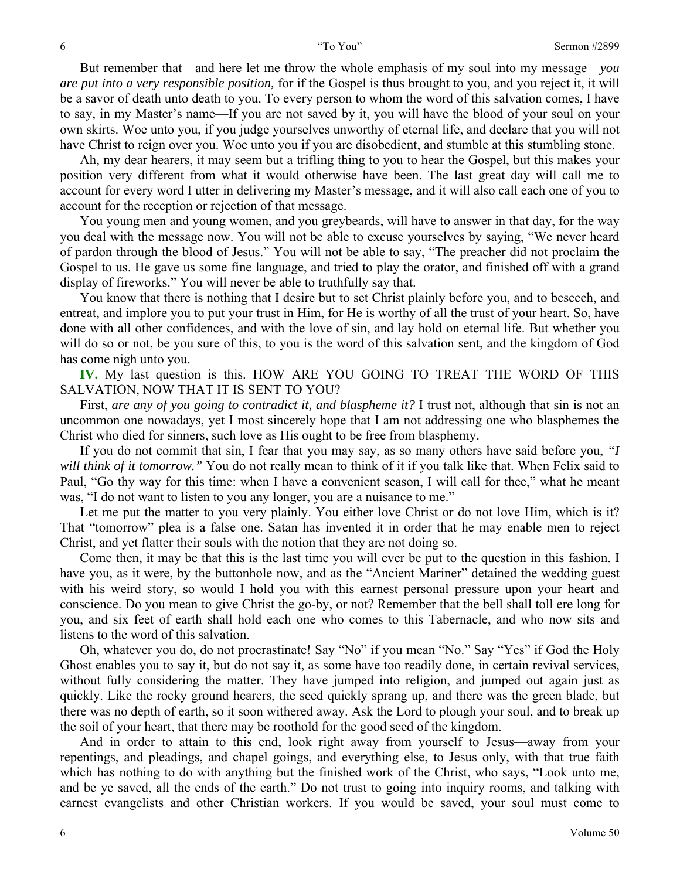But remember that—and here let me throw the whole emphasis of my soul into my message—*you are put into a very responsible position,* for if the Gospel is thus brought to you, and you reject it, it will be a savor of death unto death to you. To every person to whom the word of this salvation comes, I have to say, in my Master's name—If you are not saved by it, you will have the blood of your soul on your own skirts. Woe unto you, if you judge yourselves unworthy of eternal life, and declare that you will not have Christ to reign over you. Woe unto you if you are disobedient, and stumble at this stumbling stone.

Ah, my dear hearers, it may seem but a trifling thing to you to hear the Gospel, but this makes your position very different from what it would otherwise have been. The last great day will call me to account for every word I utter in delivering my Master's message, and it will also call each one of you to account for the reception or rejection of that message.

You young men and young women, and you greybeards, will have to answer in that day, for the way you deal with the message now. You will not be able to excuse yourselves by saying, "We never heard of pardon through the blood of Jesus." You will not be able to say, "The preacher did not proclaim the Gospel to us. He gave us some fine language, and tried to play the orator, and finished off with a grand display of fireworks." You will never be able to truthfully say that.

You know that there is nothing that I desire but to set Christ plainly before you, and to beseech, and entreat, and implore you to put your trust in Him, for He is worthy of all the trust of your heart. So, have done with all other confidences, and with the love of sin, and lay hold on eternal life. But whether you will do so or not, be you sure of this, to you is the word of this salvation sent, and the kingdom of God has come nigh unto you.

**IV.** My last question is this. HOW ARE YOU GOING TO TREAT THE WORD OF THIS SALVATION, NOW THAT IT IS SENT TO YOU?

First, *are any of you going to contradict it, and blaspheme it?* I trust not, although that sin is not an uncommon one nowadays, yet I most sincerely hope that I am not addressing one who blasphemes the Christ who died for sinners, such love as His ought to be free from blasphemy.

If you do not commit that sin, I fear that you may say, as so many others have said before you, *"I will think of it tomorrow."* You do not really mean to think of it if you talk like that. When Felix said to Paul, "Go thy way for this time: when I have a convenient season, I will call for thee," what he meant was, "I do not want to listen to you any longer, you are a nuisance to me."

Let me put the matter to you very plainly. You either love Christ or do not love Him, which is it? That "tomorrow" plea is a false one. Satan has invented it in order that he may enable men to reject Christ, and yet flatter their souls with the notion that they are not doing so.

Come then, it may be that this is the last time you will ever be put to the question in this fashion. I have you, as it were, by the buttonhole now, and as the "Ancient Mariner" detained the wedding guest with his weird story, so would I hold you with this earnest personal pressure upon your heart and conscience. Do you mean to give Christ the go-by, or not? Remember that the bell shall toll ere long for you, and six feet of earth shall hold each one who comes to this Tabernacle, and who now sits and listens to the word of this salvation.

Oh, whatever you do, do not procrastinate! Say "No" if you mean "No." Say "Yes" if God the Holy Ghost enables you to say it, but do not say it, as some have too readily done, in certain revival services, without fully considering the matter. They have jumped into religion, and jumped out again just as quickly. Like the rocky ground hearers, the seed quickly sprang up, and there was the green blade, but there was no depth of earth, so it soon withered away. Ask the Lord to plough your soul, and to break up the soil of your heart, that there may be roothold for the good seed of the kingdom.

And in order to attain to this end, look right away from yourself to Jesus—away from your repentings, and pleadings, and chapel goings, and everything else, to Jesus only, with that true faith which has nothing to do with anything but the finished work of the Christ, who says, "Look unto me, and be ye saved, all the ends of the earth." Do not trust to going into inquiry rooms, and talking with earnest evangelists and other Christian workers. If you would be saved, your soul must come to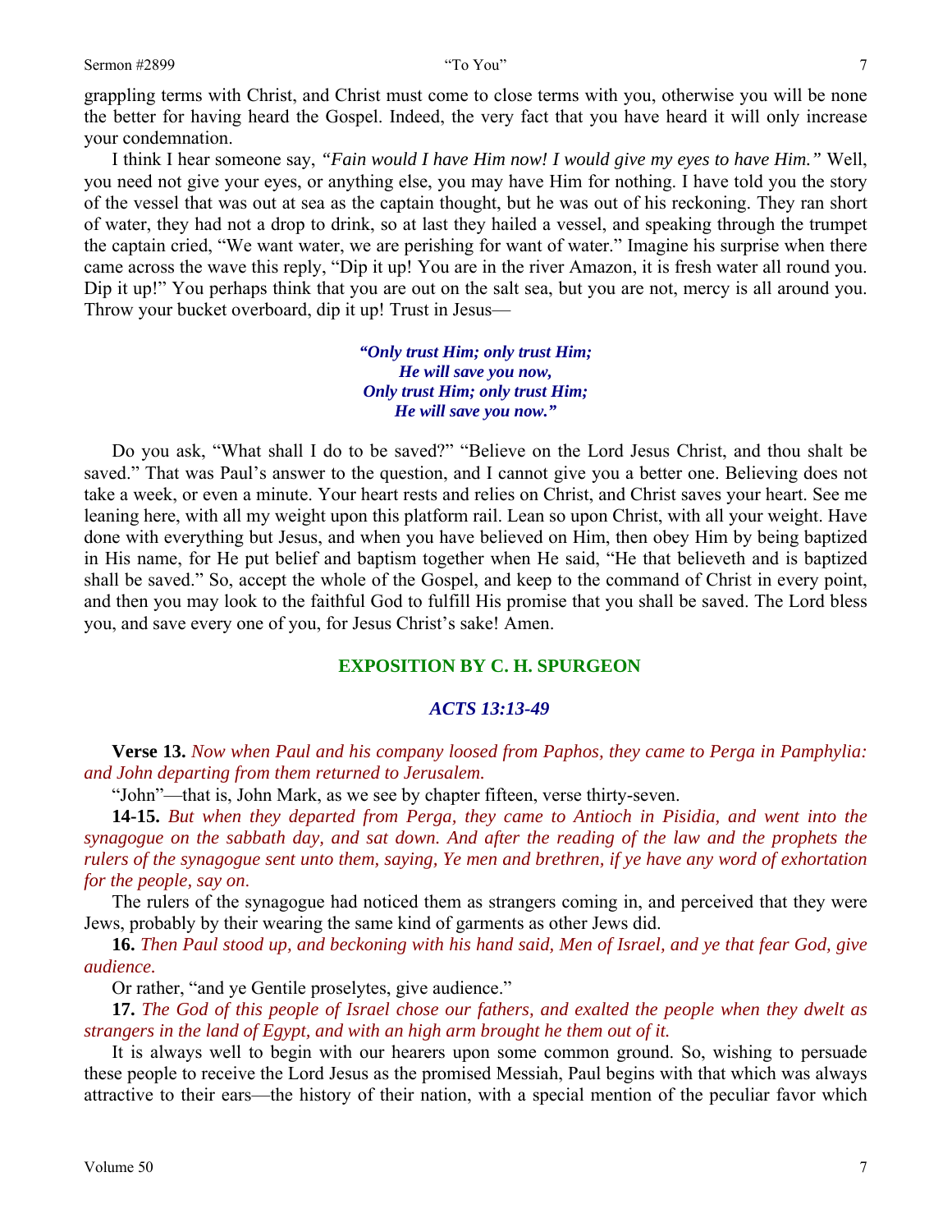grappling terms with Christ, and Christ must come to close terms with you, otherwise you will be none the better for having heard the Gospel. Indeed, the very fact that you have heard it will only increase your condemnation.

I think I hear someone say, *"Fain would I have Him now! I would give my eyes to have Him."* Well, you need not give your eyes, or anything else, you may have Him for nothing. I have told you the story of the vessel that was out at sea as the captain thought, but he was out of his reckoning. They ran short of water, they had not a drop to drink, so at last they hailed a vessel, and speaking through the trumpet the captain cried, "We want water, we are perishing for want of water." Imagine his surprise when there came across the wave this reply, "Dip it up! You are in the river Amazon, it is fresh water all round you. Dip it up!" You perhaps think that you are out on the salt sea, but you are not, mercy is all around you. Throw your bucket overboard, dip it up! Trust in Jesus—

> ***"Only trust Him; only trust Him;***
> ***He will save you now,***
> ***Only trust Him; only trust Him;***
> ***He will save you now."***

Do you ask, "What shall I do to be saved?" "Believe on the Lord Jesus Christ, and thou shalt be saved." That was Paul's answer to the question, and I cannot give you a better one. Believing does not take a week, or even a minute. Your heart rests and relies on Christ, and Christ saves your heart. See me leaning here, with all my weight upon this platform rail. Lean so upon Christ, with all your weight. Have done with everything but Jesus, and when you have believed on Him, then obey Him by being baptized in His name, for He put belief and baptism together when He said, "He that believeth and is baptized shall be saved." So, accept the whole of the Gospel, and keep to the command of Christ in every point, and then you may look to the faithful God to fulfill His promise that you shall be saved. The Lord bless you, and save every one of you, for Jesus Christ's sake! Amen.

## EXPOSITION BY C. H. SPURGEON

### *ACTS 13:13-49*

**Verse 13.** *Now when Paul and his company loosed from Paphos, they came to Perga in Pamphylia: and John departing from them returned to Jerusalem.*

"John"—that is, John Mark, as we see by chapter fifteen, verse thirty-seven.

**14-15.** *But when they departed from Perga, they came to Antioch in Pisidia, and went into the synagogue on the sabbath day, and sat down. And after the reading of the law and the prophets the rulers of the synagogue sent unto them, saying, Ye men and brethren, if ye have any word of exhortation for the people, say on.*

The rulers of the synagogue had noticed them as strangers coming in, and perceived that they were Jews, probably by their wearing the same kind of garments as other Jews did.

**16.** *Then Paul stood up, and beckoning with his hand said, Men of Israel, and ye that fear God, give audience.*

Or rather, "and ye Gentile proselytes, give audience."

**17.** *The God of this people of Israel chose our fathers, and exalted the people when they dwelt as strangers in the land of Egypt, and with an high arm brought he them out of it.*

It is always well to begin with our hearers upon some common ground. So, wishing to persuade these people to receive the Lord Jesus as the promised Messiah, Paul begins with that which was always attractive to their ears—the history of their nation, with a special mention of the peculiar favor which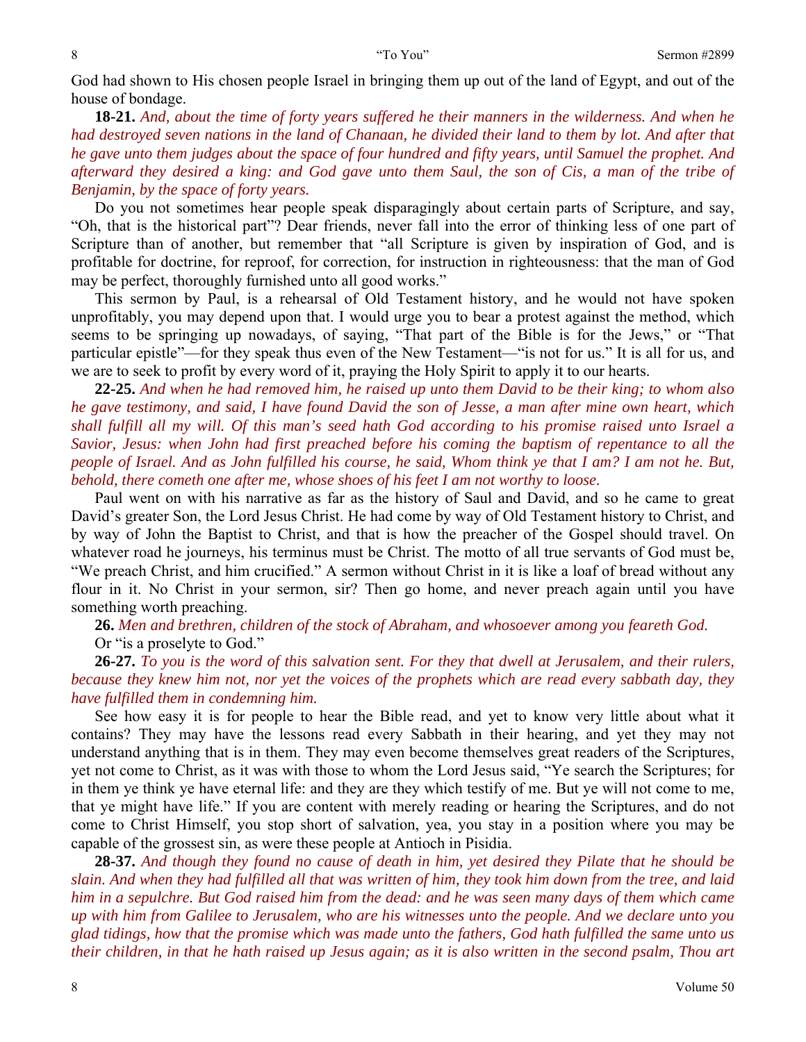God had shown to His chosen people Israel in bringing them up out of the land of Egypt, and out of the house of bondage.

**18-21.** *And, about the time of forty years suffered he their manners in the wilderness. And when he had destroyed seven nations in the land of Chanaan, he divided their land to them by lot. And after that he gave unto them judges about the space of four hundred and fifty years, until Samuel the prophet. And afterward they desired a king: and God gave unto them Saul, the son of Cis, a man of the tribe of Benjamin, by the space of forty years.*

Do you not sometimes hear people speak disparagingly about certain parts of Scripture, and say, "Oh, that is the historical part"? Dear friends, never fall into the error of thinking less of one part of Scripture than of another, but remember that "all Scripture is given by inspiration of God, and is profitable for doctrine, for reproof, for correction, for instruction in righteousness: that the man of God may be perfect, thoroughly furnished unto all good works."

This sermon by Paul, is a rehearsal of Old Testament history, and he would not have spoken unprofitably, you may depend upon that. I would urge you to bear a protest against the method, which seems to be springing up nowadays, of saying, "That part of the Bible is for the Jews," or "That particular epistle"—for they speak thus even of the New Testament—"is not for us." It is all for us, and we are to seek to profit by every word of it, praying the Holy Spirit to apply it to our hearts.

**22-25.** *And when he had removed him, he raised up unto them David to be their king; to whom also he gave testimony, and said, I have found David the son of Jesse, a man after mine own heart, which shall fulfill all my will. Of this man's seed hath God according to his promise raised unto Israel a Savior, Jesus: when John had first preached before his coming the baptism of repentance to all the people of Israel. And as John fulfilled his course, he said, Whom think ye that I am? I am not he. But, behold, there cometh one after me, whose shoes of his feet I am not worthy to loose.*

Paul went on with his narrative as far as the history of Saul and David, and so he came to great David's greater Son, the Lord Jesus Christ. He had come by way of Old Testament history to Christ, and by way of John the Baptist to Christ, and that is how the preacher of the Gospel should travel. On whatever road he journeys, his terminus must be Christ. The motto of all true servants of God must be, "We preach Christ, and him crucified." A sermon without Christ in it is like a loaf of bread without any flour in it. No Christ in your sermon, sir? Then go home, and never preach again until you have something worth preaching.

**26.** *Men and brethren, children of the stock of Abraham, and whosoever among you feareth God.*

Or "is a proselyte to God."

**26-27.** *To you is the word of this salvation sent. For they that dwell at Jerusalem, and their rulers, because they knew him not, nor yet the voices of the prophets which are read every sabbath day, they have fulfilled them in condemning him.*

See how easy it is for people to hear the Bible read, and yet to know very little about what it contains? They may have the lessons read every Sabbath in their hearing, and yet they may not understand anything that is in them. They may even become themselves great readers of the Scriptures, yet not come to Christ, as it was with those to whom the Lord Jesus said, "Ye search the Scriptures; for in them ye think ye have eternal life: and they are they which testify of me. But ye will not come to me, that ye might have life." If you are content with merely reading or hearing the Scriptures, and do not come to Christ Himself, you stop short of salvation, yea, you stay in a position where you may be capable of the grossest sin, as were these people at Antioch in Pisidia.

**28-37.** *And though they found no cause of death in him, yet desired they Pilate that he should be slain. And when they had fulfilled all that was written of him, they took him down from the tree, and laid him in a sepulchre. But God raised him from the dead: and he was seen many days of them which came up with him from Galilee to Jerusalem, who are his witnesses unto the people. And we declare unto you glad tidings, how that the promise which was made unto the fathers, God hath fulfilled the same unto us their children, in that he hath raised up Jesus again; as it is also written in the second psalm, Thou art*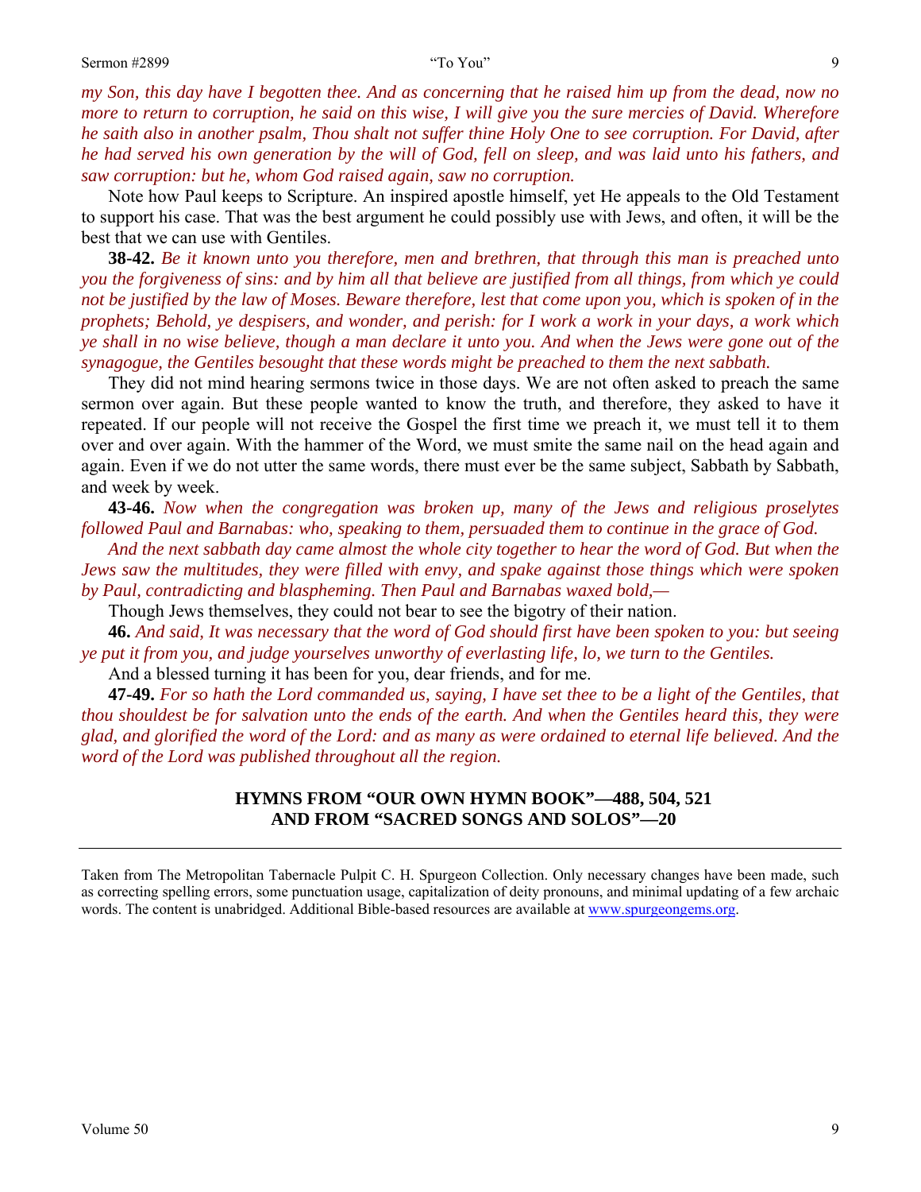*my Son, this day have I begotten thee. And as concerning that he raised him up from the dead, now no more to return to corruption, he said on this wise, I will give you the sure mercies of David. Wherefore he saith also in another psalm, Thou shalt not suffer thine Holy One to see corruption. For David, after he had served his own generation by the will of God, fell on sleep, and was laid unto his fathers, and saw corruption: but he, whom God raised again, saw no corruption.*

Note how Paul keeps to Scripture. An inspired apostle himself, yet He appeals to the Old Testament to support his case. That was the best argument he could possibly use with Jews, and often, it will be the best that we can use with Gentiles.

**38-42.** *Be it known unto you therefore, men and brethren, that through this man is preached unto you the forgiveness of sins: and by him all that believe are justified from all things, from which ye could not be justified by the law of Moses. Beware therefore, lest that come upon you, which is spoken of in the prophets; Behold, ye despisers, and wonder, and perish: for I work a work in your days, a work which ye shall in no wise believe, though a man declare it unto you. And when the Jews were gone out of the synagogue, the Gentiles besought that these words might be preached to them the next sabbath.*

They did not mind hearing sermons twice in those days. We are not often asked to preach the same sermon over again. But these people wanted to know the truth, and therefore, they asked to have it repeated. If our people will not receive the Gospel the first time we preach it, we must tell it to them over and over again. With the hammer of the Word, we must smite the same nail on the head again and again. Even if we do not utter the same words, there must ever be the same subject, Sabbath by Sabbath, and week by week.

**43-46.** *Now when the congregation was broken up, many of the Jews and religious proselytes followed Paul and Barnabas: who, speaking to them, persuaded them to continue in the grace of God.*

*And the next sabbath day came almost the whole city together to hear the word of God. But when the Jews saw the multitudes, they were filled with envy, and spake against those things which were spoken by Paul, contradicting and blaspheming. Then Paul and Barnabas waxed bold,—*

Though Jews themselves, they could not bear to see the bigotry of their nation.

**46.** *And said, It was necessary that the word of God should first have been spoken to you: but seeing ye put it from you, and judge yourselves unworthy of everlasting life, lo, we turn to the Gentiles.*

And a blessed turning it has been for you, dear friends, and for me.

**47-49.** *For so hath the Lord commanded us, saying, I have set thee to be a light of the Gentiles, that thou shouldest be for salvation unto the ends of the earth. And when the Gentiles heard this, they were glad, and glorified the word of the Lord: and as many as were ordained to eternal life believed. And the word of the Lord was published throughout all the region.*

**HYMNS FROM "OUR OWN HYMN BOOK"—488, 504, 521**
**AND FROM "SACRED SONGS AND SOLOS"—20**

---

Taken from The Metropolitan Tabernacle Pulpit C. H. Spurgeon Collection. Only necessary changes have been made, such as correcting spelling errors, some punctuation usage, capitalization of deity pronouns, and minimal updating of a few archaic words. The content is unabridged. Additional Bible-based resources are available at www.spurgeongems.org.